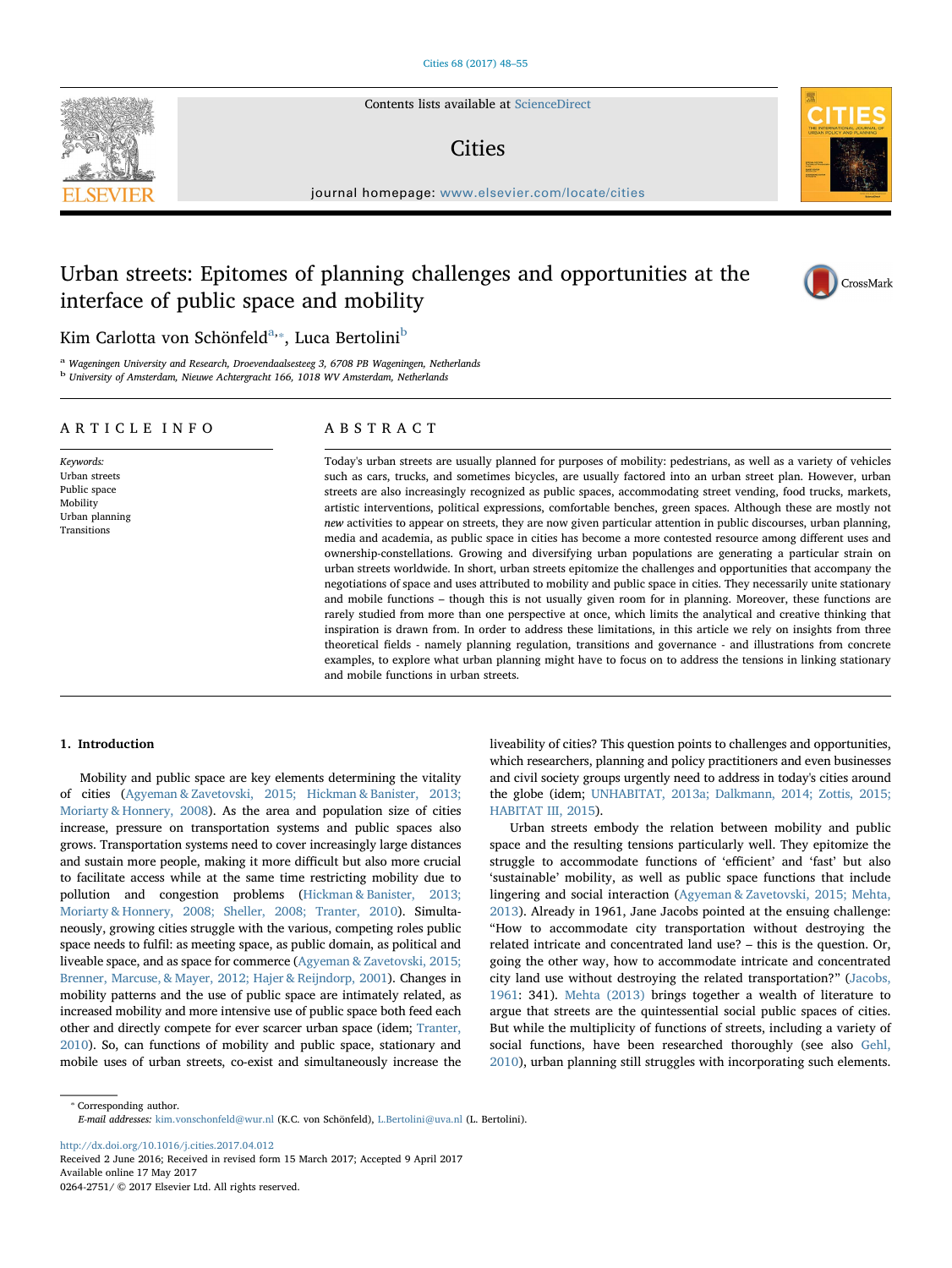# Urban streets: Epitomes of planning challenges and opportunities at the interface of public space and mobility

Kim Carlotta von Schönfeld[a,*], Luca Bertolini[b]

[a] Wageningen University and Research, Droevendaalsesteeg 3, 6708 PB Wageningen, Netherlands
[b] University of Amsterdam, Nieuwe Achtergracht 166, 1018 WV Amsterdam, Netherlands

## ARTICLE INFO

*Keywords:*
Urban streets
Public space
Mobility
Urban planning
Transitions

## ABSTRACT

Today's urban streets are usually planned for purposes of mobility: pedestrians, as well as a variety of vehicles such as cars, trucks, and sometimes bicycles, are usually factored into an urban street plan. However, urban streets are also increasingly recognized as public spaces, accommodating street vending, food trucks, markets, artistic interventions, political expressions, comfortable benches, green spaces. Although these are mostly not *new* activities to appear on streets, they are now given particular attention in public discourses, urban planning, media and academia, as public space in cities has become a more contested resource among different uses and ownership-constellations. Growing and diversifying urban populations are generating a particular strain on urban streets worldwide. In short, urban streets epitomize the challenges and opportunities that accompany the negotiations of space and uses attributed to mobility and public space in cities. They necessarily unite stationary and mobile functions – though this is not usually given room for in planning. Moreover, these functions are rarely studied from more than one perspective at once, which limits the analytical and creative thinking that inspiration is drawn from. In order to address these limitations, in this article we rely on insights from three theoretical fields - namely planning regulation, transitions and governance - and illustrations from concrete examples, to explore what urban planning might have to focus on to address the tensions in linking stationary and mobile functions in urban streets.

## 1. Introduction

Mobility and public space are key elements determining the vitality of cities (Agyeman & Zavetovski, 2015; Hickman & Banister, 2013; Moriarty & Honnery, 2008). As the area and population size of cities increase, pressure on transportation systems and public spaces also grows. Transportation systems need to cover increasingly large distances and sustain more people, making it more difficult but also more crucial to facilitate access while at the same time restricting mobility due to pollution and congestion problems (Hickman & Banister, 2013; Moriarty & Honnery, 2008; Sheller, 2008; Tranter, 2010). Simultaneously, growing cities struggle with the various, competing roles public space needs to fulfil: as meeting space, as public domain, as political and liveable space, and as space for commerce (Agyeman & Zavetovski, 2015; Brenner, Marcuse, & Mayer, 2012; Hajer & Reijndorp, 2001). Changes in mobility patterns and the use of public space are intimately related, as increased mobility and more intensive use of public space both feed each other and directly compete for ever scarcer urban space (idem; Tranter, 2010). So, can functions of mobility and public space, stationary and mobile uses of urban streets, co-exist and simultaneously increase the liveability of cities? This question points to challenges and opportunities, which researchers, planning and policy practitioners and even businesses and civil society groups urgently need to address in today's cities around the globe (idem; UNHABITAT, 2013a; Dalkmann, 2014; Zottis, 2015; HABITAT III, 2015).

Urban streets embody the relation between mobility and public space and the resulting tensions particularly well. They epitomize the struggle to accommodate functions of 'efficient' and 'fast' but also 'sustainable' mobility, as well as public space functions that include lingering and social interaction (Agyeman & Zavetovski, 2015; Mehta, 2013). Already in 1961, Jane Jacobs pointed at the ensuing challenge: "How to accommodate city transportation without destroying the related intricate and concentrated land use? – this is the question. Or, going the other way, how to accommodate intricate and concentrated city land use without destroying the related transportation?" (Jacobs, 1961: 341). Mehta (2013) brings together a wealth of literature to argue that streets are the quintessential social public spaces of cities. But while the multiplicity of functions of streets, including a variety of social functions, have been researched thoroughly (see also Gehl, 2010), urban planning still struggles with incorporating such elements.

* Corresponding author.
*E-mail addresses:* kim.vonschonfeld@wur.nl (K.C. von Schönfeld), L.Bertolini@uva.nl (L. Bertolini).

http://dx.doi.org/10.1016/j.cities.2017.04.012
Received 2 June 2016; Received in revised form 15 March 2017; Accepted 9 April 2017
Available online 17 May 2017
0264-2751/ © 2017 Elsevier Ltd. All rights reserved.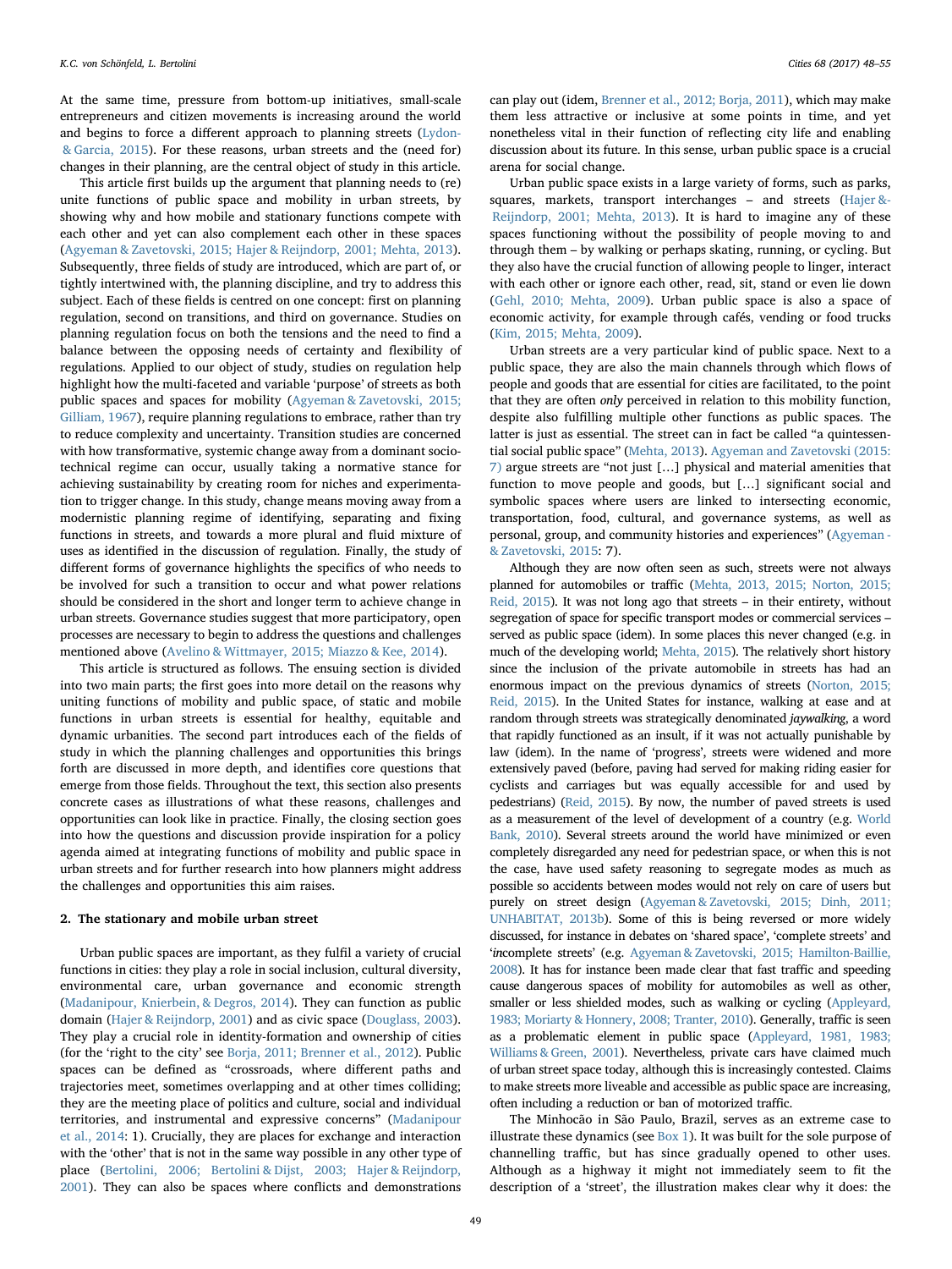At the same time, pressure from bottom-up initiatives, small-scale entrepreneurs and citizen movements is increasing around the world and begins to force a different approach to planning streets (Lydon & Garcia, 2015). For these reasons, urban streets and the (need for) changes in their planning, are the central object of study in this article.

This article first builds up the argument that planning needs to (re) unite functions of public space and mobility in urban streets, by showing why and how mobile and stationary functions compete with each other and yet can also complement each other in these spaces (Agyeman & Zavetovski, 2015; Hajer & Reijndorp, 2001; Mehta, 2013). Subsequently, three fields of study are introduced, which are part of, or tightly intertwined with, the planning discipline, and try to address this subject. Each of these fields is centred on one concept: first on planning regulation, second on transitions, and third on governance. Studies on planning regulation focus on both the tensions and the need to find a balance between the opposing needs of certainty and flexibility of regulations. Applied to our object of study, studies on regulation help highlight how the multi-faceted and variable 'purpose' of streets as both public spaces and spaces for mobility (Agyeman & Zavetovski, 2015; Gilliam, 1967), require planning regulations to embrace, rather than try to reduce complexity and uncertainty. Transition studies are concerned with how transformative, systemic change away from a dominant socio-technical regime can occur, usually taking a normative stance for achieving sustainability by creating room for niches and experimentation to trigger change. In this study, change means moving away from a modernistic planning regime of identifying, separating and fixing functions in streets, and towards a more plural and fluid mixture of uses as identified in the discussion of regulation. Finally, the study of different forms of governance highlights the specifics of who needs to be involved for such a transition to occur and what power relations should be considered in the short and longer term to achieve change in urban streets. Governance studies suggest that more participatory, open processes are necessary to begin to address the questions and challenges mentioned above (Avelino & Wittmayer, 2015; Miazzo & Kee, 2014).

This article is structured as follows. The ensuing section is divided into two main parts; the first goes into more detail on the reasons why uniting functions of mobility and public space, of static and mobile functions in urban streets is essential for healthy, equitable and dynamic urbanities. The second part introduces each of the fields of study in which the planning challenges and opportunities this brings forth are discussed in more depth, and identifies core questions that emerge from those fields. Throughout the text, this section also presents concrete cases as illustrations of what these reasons, challenges and opportunities can look like in practice. Finally, the closing section goes into how the questions and discussion provide inspiration for a policy agenda aimed at integrating functions of mobility and public space in urban streets and for further research into how planners might address the challenges and opportunities this aim raises.

## 2. The stationary and mobile urban street

Urban public spaces are important, as they fulfil a variety of crucial functions in cities: they play a role in social inclusion, cultural diversity, environmental care, urban governance and economic strength (Madanipour, Knierbein, & Degros, 2014). They can function as public domain (Hajer & Reijndorp, 2001) and as civic space (Douglass, 2003). They play a crucial role in identity-formation and ownership of cities (for the 'right to the city' see Borja, 2011; Brenner et al., 2012). Public spaces can be defined as "crossroads, where different paths and trajectories meet, sometimes overlapping and at other times colliding; they are the meeting place of politics and culture, social and individual territories, and instrumental and expressive concerns" (Madanipour et al., 2014: 1). Crucially, they are places for exchange and interaction with the 'other' that is not in the same way possible in any other type of place (Bertolini, 2006; Bertolini & Dijst, 2003; Hajer & Reijndorp, 2001). They can also be spaces where conflicts and demonstrations can play out (idem, Brenner et al., 2012; Borja, 2011), which may make them less attractive or inclusive at some points in time, and yet nonetheless vital in their function of reflecting city life and enabling discussion about its future. In this sense, urban public space is a crucial arena for social change.

Urban public space exists in a large variety of forms, such as parks, squares, markets, transport interchanges – and streets (Hajer & Reijndorp, 2001; Mehta, 2013). It is hard to imagine any of these spaces functioning without the possibility of people moving to and through them – by walking or perhaps skating, running, or cycling. But they also have the crucial function of allowing people to linger, interact with each other or ignore each other, read, sit, stand or even lie down (Gehl, 2010; Mehta, 2009). Urban public space is also a space of economic activity, for example through cafés, vending or food trucks (Kim, 2015; Mehta, 2009).

Urban streets are a very particular kind of public space. Next to a public space, they are also the main channels through which flows of people and goods that are essential for cities are facilitated, to the point that they are often *only* perceived in relation to this mobility function, despite also fulfilling multiple other functions as public spaces. The latter is just as essential. The street can in fact be called "a quintessential social public space" (Mehta, 2013). Agyeman and Zavetovski (2015: 7) argue streets are "not just […] physical and material amenities that function to move people and goods, but […] significant social and symbolic spaces where users are linked to intersecting economic, transportation, food, cultural, and governance systems, as well as personal, group, and community histories and experiences" (Agyeman & Zavetovski, 2015: 7).

Although they are now often seen as such, streets were not always planned for automobiles or traffic (Mehta, 2013, 2015; Norton, 2015; Reid, 2015). It was not long ago that streets – in their entirety, without segregation of space for specific transport modes or commercial services – served as public space (idem). In some places this never changed (e.g. in much of the developing world; Mehta, 2015). The relatively short history since the inclusion of the private automobile in streets has had an enormous impact on the previous dynamics of streets (Norton, 2015; Reid, 2015). In the United States for instance, walking at ease and at random through streets was strategically denominated *jaywalking*, a word that rapidly functioned as an insult, if it was not actually punishable by law (idem). In the name of 'progress', streets were widened and more extensively paved (before, paving had served for making riding easier for cyclists and carriages but was equally accessible for and used by pedestrians) (Reid, 2015). By now, the number of paved streets is used as a measurement of the level of development of a country (e.g. World Bank, 2010). Several streets around the world have minimized or even completely disregarded any need for pedestrian space, or when this is not the case, have used safety reasoning to segregate modes as much as possible so accidents between modes would not rely on care of users but purely on street design (Agyeman & Zavetovski, 2015; Dinh, 2011; UNHABITAT, 2013b). Some of this is being reversed or more widely discussed, for instance in debates on 'shared space', 'complete streets' and '*in*complete streets' (e.g. Agyeman & Zavetovski, 2015; Hamilton-Baillie, 2008). It has for instance been made clear that fast traffic and speeding cause dangerous spaces of mobility for automobiles as well as other, smaller or less shielded modes, such as walking or cycling (Appleyard, 1983; Moriarty & Honnery, 2008; Tranter, 2010). Generally, traffic is seen as a problematic element in public space (Appleyard, 1981, 1983; Williams & Green, 2001). Nevertheless, private cars have claimed much of the urban street space today, although this is increasingly contested. Claims to make streets more liveable and accessible as public space are increasing, often including a reduction or ban of motorized traffic.

The Minhocão in São Paulo, Brazil, serves as an extreme case to illustrate these dynamics (see Box 1). It was built for the sole purpose of channelling traffic, but has since gradually opened to other uses. Although as a highway it might not immediately seem to fit the description of a 'street', the illustration makes clear why it does: the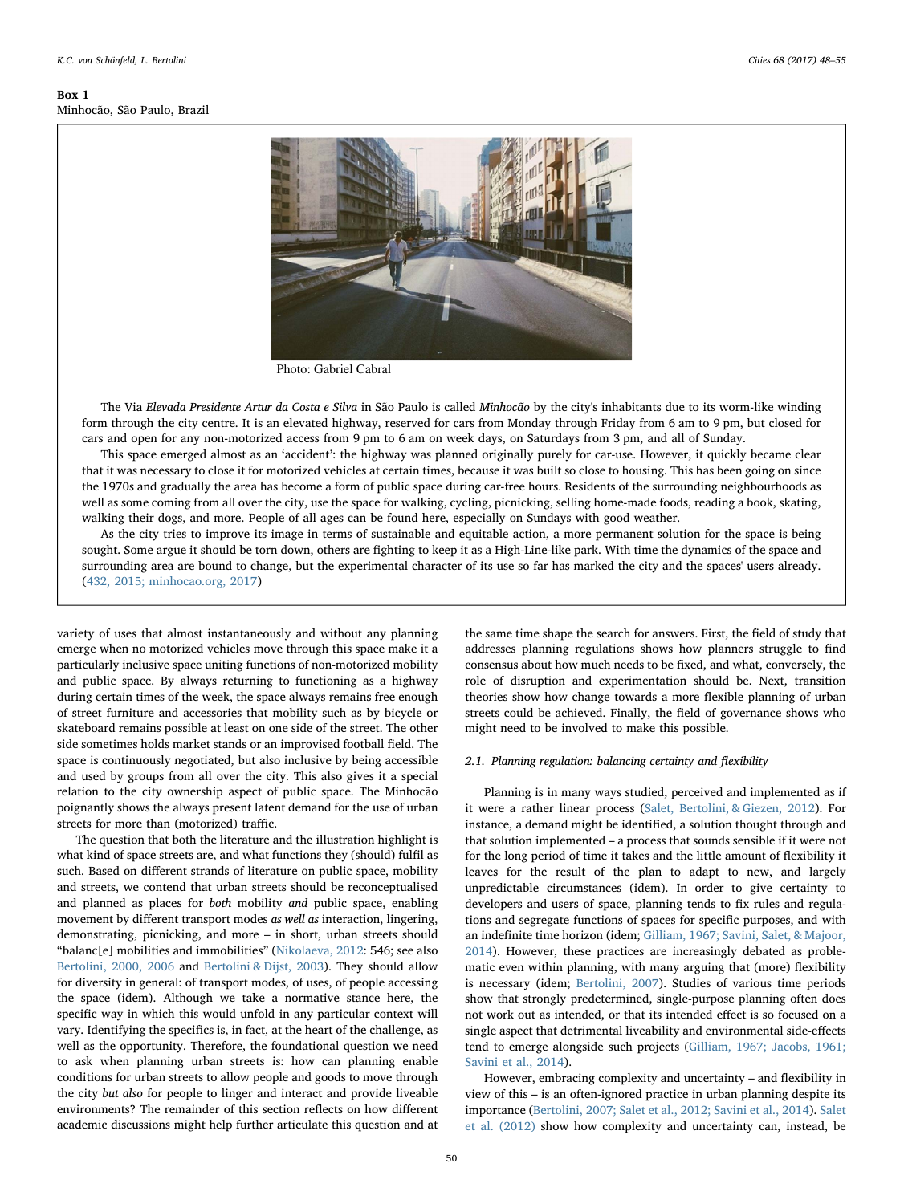**Box 1**
Minhocão, São Paulo, Brazil

Photo: Gabriel Cabral

The Via *Elevada Presidente Artur da Costa e Silva* in São Paulo is called *Minhocão* by the city's inhabitants due to its worm-like winding form through the city centre. It is an elevated highway, reserved for cars from Monday through Friday from 6 am to 9 pm, but closed for cars and open for any non-motorized access from 9 pm to 6 am on week days, on Saturdays from 3 pm, and all of Sunday.

This space emerged almost as an 'accident': the highway was planned originally purely for car-use. However, it quickly became clear that it was necessary to close it for motorized vehicles at certain times, because it was built so close to housing. This has been going on since the 1970s and gradually the area has become a form of public space during car-free hours. Residents of the surrounding neighbourhoods as well as some coming from all over the city, use the space for walking, cycling, picnicking, selling home-made foods, reading a book, skating, walking their dogs, and more. People of all ages can be found here, especially on Sundays with good weather.

As the city tries to improve its image in terms of sustainable and equitable action, a more permanent solution for the space is being sought. Some argue it should be torn down, others are fighting to keep it as a High-Line-like park. With time the dynamics of the space and surrounding area are bound to change, but the experimental character of its use so far has marked the city and the spaces' users already. (432, 2015; minhocao.org, 2017)

variety of uses that almost instantaneously and without any planning emerge when no motorized vehicles move through this space make it a particularly inclusive space uniting functions of non-motorized mobility and public space. By always returning to functioning as a highway during certain times of the week, the space always remains free enough of street furniture and accessories that mobility such as by bicycle or skateboard remains possible at least on one side of the street. The other side sometimes holds market stands or an improvised football field. The space is continuously negotiated, but also inclusive by being accessible and used by groups from all over the city. This also gives it a special relation to the city ownership aspect of public space. The Minhocão poignantly shows the always present latent demand for the use of urban streets for more than (motorized) traffic.

The question that both the literature and the illustration highlight is what kind of space streets are, and what functions they (should) fulfil as such. Based on different strands of literature on public space, mobility and streets, we contend that urban streets should be reconceptualised and planned as places for *both* mobility *and* public space, enabling movement by different transport modes *as well as* interaction, lingering, demonstrating, picnicking, and more – in short, urban streets should "balanc[e] mobilities and immobilities" (Nikolaeva, 2012: 546; see also Bertolini, 2000, 2006 and Bertolini & Dijst, 2003). They should allow for diversity in general: of transport modes, of uses, of people accessing the space (idem). Although we take a normative stance here, the specific way in which this would unfold in any particular context will vary. Identifying the specifics is, in fact, at the heart of the challenge, as well as the opportunity. Therefore, the foundational question we need to ask when planning urban streets is: how can planning enable conditions for urban streets to allow people and goods to move through the city *but also* for people to linger and interact and provide liveable environments? The remainder of this section reflects on how different academic discussions might help further articulate this question and at the same time shape the search for answers. First, the field of study that addresses planning regulations shows how planners struggle to find consensus about how much needs to be fixed, and what, conversely, the role of disruption and experimentation should be. Next, transition theories show how change towards a more flexible planning of urban streets could be achieved. Finally, the field of governance shows who might need to be involved to make this possible.

### 2.1. Planning regulation: balancing certainty and flexibility

Planning is in many ways studied, perceived and implemented as if it were a rather linear process (Salet, Bertolini, & Giezen, 2012). For instance, a demand might be identified, a solution thought through and that solution implemented – a process that sounds sensible if it were not for the long period of time it takes and the little amount of flexibility it leaves for the result of the plan to adapt to new, and largely unpredictable circumstances (idem). In order to give certainty to developers and users of space, planning tends to fix rules and regulations and segregate functions of spaces for specific purposes, and with an indefinite time horizon (idem; Gilliam, 1967; Savini, Salet, & Majoor, 2014). However, these practices are increasingly debated as problematic even within planning, with many arguing that (more) flexibility is necessary (idem; Bertolini, 2007). Studies of various time periods show that strongly predetermined, single-purpose planning often does not work out as intended, or that its intended effect is so focused on a single aspect that detrimental liveability and environmental side-effects tend to emerge alongside such projects (Gilliam, 1967; Jacobs, 1961; Savini et al., 2014).

However, embracing complexity and uncertainty – and flexibility in view of this – is an often-ignored practice in urban planning despite its importance (Bertolini, 2007; Salet et al., 2012; Savini et al., 2014). Salet et al. (2012) show how complexity and uncertainty can, instead, be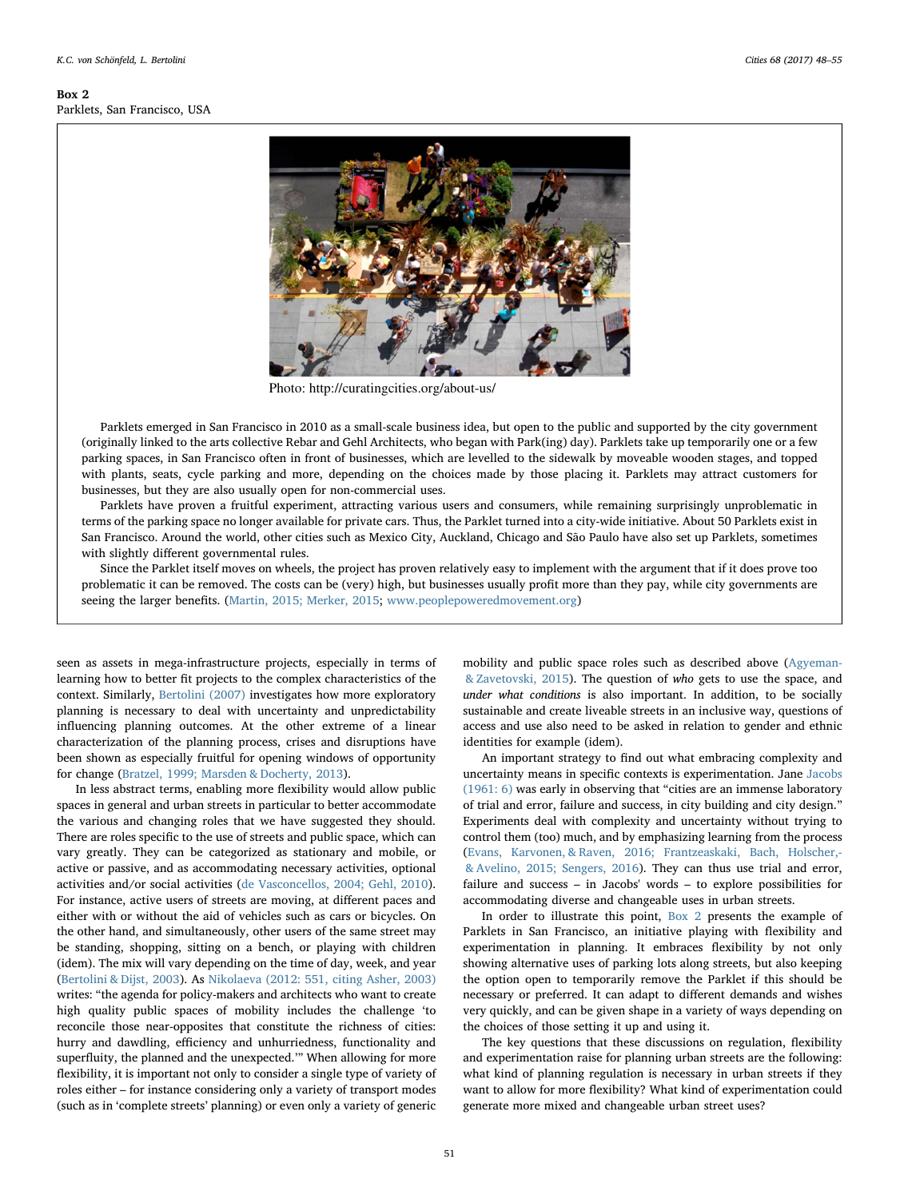**Box 2**
Parklets, San Francisco, USA

Photo: http://curatingcities.org/about-us/

Parklets emerged in San Francisco in 2010 as a small-scale business idea, but open to the public and supported by the city government (originally linked to the arts collective Rebar and Gehl Architects, who began with Park(ing) day). Parklets take up temporarily one or a few parking spaces, in San Francisco often in front of businesses, which are levelled to the sidewalk by moveable wooden stages, and topped with plants, seats, cycle parking and more, depending on the choices made by those placing it. Parklets may attract customers for businesses, but they are also usually open for non-commercial uses.

Parklets have proven a fruitful experiment, attracting various users and consumers, while remaining surprisingly unproblematic in terms of the parking space no longer available for private cars. Thus, the Parklet turned into a city-wide initiative. About 50 Parklets exist in San Francisco. Around the world, other cities such as Mexico City, Auckland, Chicago and São Paulo have also set up Parklets, sometimes with slightly different governmental rules.

Since the Parklet itself moves on wheels, the project has proven relatively easy to implement with the argument that if it does prove too problematic it can be removed. The costs can be (very) high, but businesses usually profit more than they pay, while city governments are seeing the larger benefits. (Martin, 2015; Merker, 2015; www.peoplepoweredmovement.org)

---

seen as assets in mega-infrastructure projects, especially in terms of learning how to better fit projects to the complex characteristics of the context. Similarly, Bertolini (2007) investigates how more exploratory planning is necessary to deal with uncertainty and unpredictability influencing planning outcomes. At the other extreme of a linear characterization of the planning process, crises and disruptions have been shown as especially fruitful for opening windows of opportunity for change (Bratzel, 1999; Marsden & Docherty, 2013).

In less abstract terms, enabling more flexibility would allow public spaces in general and urban streets in particular to better accommodate the various and changing roles that we have suggested they should. There are roles specific to the use of streets and public space, which can vary greatly. They can be categorized as stationary and mobile, or active or passive, and as accommodating necessary activities, optional activities and/or social activities (de Vasconcellos, 2004; Gehl, 2010). For instance, active users of streets are moving, at different paces and either with or without the aid of vehicles such as cars or bicycles. On the other hand, and simultaneously, other users of the same street may be standing, shopping, sitting on a bench, or playing with children (idem). The mix will vary depending on the time of day, week, and year (Bertolini & Dijst, 2003). As Nikolaeva (2012: 551, citing Asher, 2003) writes: "the agenda for policy-makers and architects who want to create high quality public spaces of mobility includes the challenge 'to reconcile those near-opposites that constitute the richness of cities: hurry and dawdling, efficiency and unhurriedness, functionality and superfluity, the planned and the unexpected.'" When allowing for more flexibility, it is important not only to consider a single type of variety of roles either – for instance considering only a variety of transport modes (such as in 'complete streets' planning) or even only a variety of generic mobility and public space roles such as described above (Agyeman & Zavetovski, 2015). The question of *who* gets to use the space, and *under what conditions* is also important. In addition, to be socially sustainable and create liveable streets in an inclusive way, questions of access and use also need to be asked in relation to gender and ethnic identities for example (idem).

An important strategy to find out what embracing complexity and uncertainty means in specific contexts is experimentation. Jane Jacobs (1961: 6) was early in observing that "cities are an immense laboratory of trial and error, failure and success, in city building and city design." Experiments deal with complexity and uncertainty without trying to control them (too) much, and by emphasizing learning from the process (Evans, Karvonen, & Raven, 2016; Frantzeaskaki, Bach, Holscher, & Avelino, 2015; Sengers, 2016). They can thus use trial and error, failure and success – in Jacobs' words – to explore possibilities for accommodating diverse and changeable uses in urban streets.

In order to illustrate this point, Box 2 presents the example of Parklets in San Francisco, an initiative playing with flexibility and experimentation in planning. It embraces flexibility by not only showing alternative uses of parking lots along streets, but also keeping the option open to temporarily remove the Parklet if this should be necessary or preferred. It can adapt to different demands and wishes very quickly, and can be given shape in a variety of ways depending on the choices of those setting it up and using it.

The key questions that these discussions on regulation, flexibility and experimentation raise for planning urban streets are the following: what kind of planning regulation is necessary in urban streets if they want to allow for more flexibility? What kind of experimentation could generate more mixed and changeable urban street uses?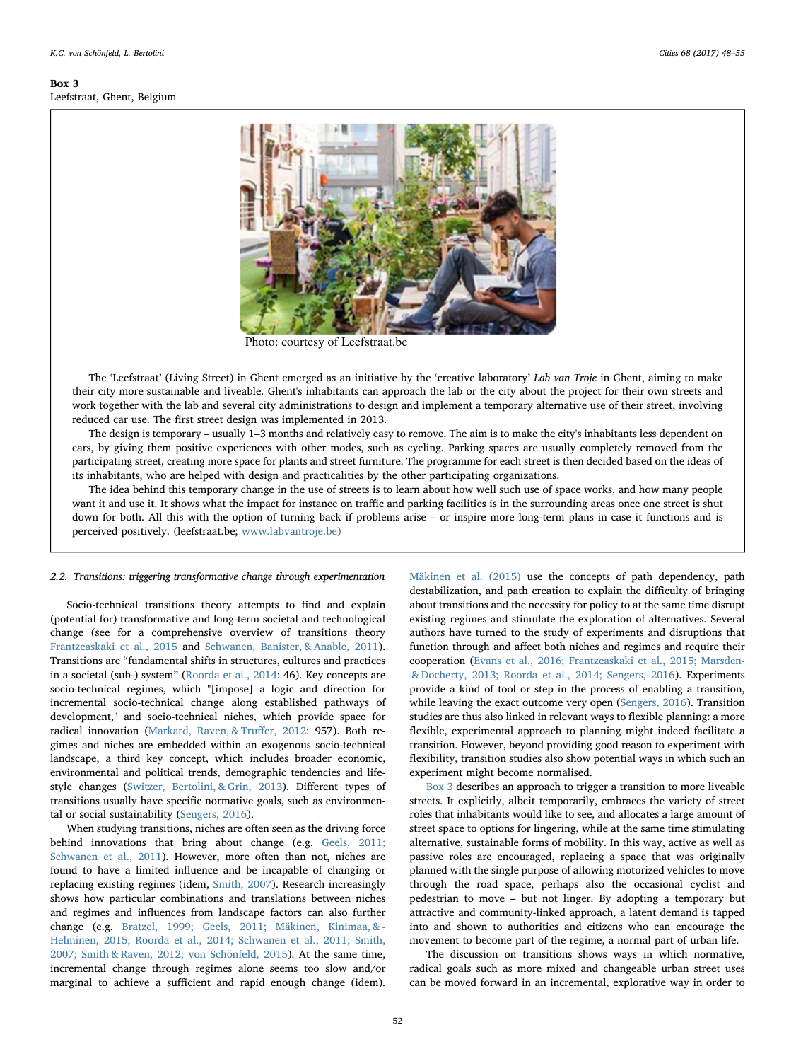**Box 3**
Leefstraat, Ghent, Belgium

Photo: courtesy of Leefstraat.be

The 'Leefstraat' (Living Street) in Ghent emerged as an initiative by the 'creative laboratory' *Lab van Troje* in Ghent, aiming to make their city more sustainable and liveable. Ghent's inhabitants can approach the lab or the city about the project for their own streets and work together with the lab and several city administrations to design and implement a temporary alternative use of their street, involving reduced car use. The first street design was implemented in 2013.

The design is temporary – usually 1–3 months and relatively easy to remove. The aim is to make the city's inhabitants less dependent on cars, by giving them positive experiences with other modes, such as cycling. Parking spaces are usually completely removed from the participating street, creating more space for plants and street furniture. The programme for each street is then decided based on the ideas of its inhabitants, who are helped with design and practicalities by the other participating organizations.

The idea behind this temporary change in the use of streets is to learn about how well such use of space works, and how many people want it and use it. It shows what the impact for instance on traffic and parking facilities is in the surrounding areas once one street is shut down for both. All this with the option of turning back if problems arise – or inspire more long-term plans in case it functions and is perceived positively. (leefstraat.be; www.labvantroje.be)

### 2.2. Transitions: triggering transformative change through experimentation

Socio-technical transitions theory attempts to find and explain (potential for) transformative and long-term societal and technological change (see for a comprehensive overview of transitions theory Frantzeskaki et al., 2015 and Schwanen, Banister, & Anable, 2011). Transitions are "fundamental shifts in structures, cultures and practices in a societal (sub-) system" (Roorda et al., 2014: 46). Key concepts are socio-technical regimes, which "[impose] a logic and direction for incremental socio-technical change along established pathways of development," and socio-technical niches, which provide space for radical innovation (Markard, Raven, & Truffer, 2012: 957). Both regimes and niches are embedded within an exogenous socio-technical landscape, a third key concept, which includes broader economic, environmental and political trends, demographic tendencies and life-style changes (Switzer, Bertolini, & Grin, 2013). Different types of transitions usually have specific normative goals, such as environmental or social sustainability (Sengers, 2016).

When studying transitions, niches are often seen as the driving force behind innovations that bring about change (e.g. Geels, 2011; Schwanen et al., 2011). However, more often than not, niches are found to have a limited influence and be incapable of changing or replacing existing regimes (idem, Smith, 2007). Research increasingly shows how particular combinations and translations between niches and regimes and influences from landscape factors can also further change (e.g. Bratzel, 1999; Geels, 2011; Mäkinen, Kinimaa, & Helminen, 2015; Roorda et al., 2014; Schwanen et al., 2011; Smith, 2007; Smith & Raven, 2012; von Schönfeld, 2015). At the same time, incremental change through regimes alone seems too slow and/or marginal to achieve a sufficient and rapid enough change (idem). Mäkinen et al. (2015) use the concepts of path dependency, path destabilization, and path creation to explain the difficulty of bringing about transitions and the necessity for policy to at the same time disrupt existing regimes and stimulate the exploration of alternatives. Several authors have turned to the study of experiments and disruptions that function through and affect both niches and regimes and require their cooperation (Evans et al., 2016; Frantzeskaki et al., 2015; Marsden & Docherty, 2013; Roorda et al., 2014; Sengers, 2016). Experiments provide a kind of tool or step in the process of enabling a transition, while leaving the exact outcome very open (Sengers, 2016). Transition studies are thus also linked in relevant ways to flexible planning: a more flexible, experimental approach to planning might indeed facilitate a transition. However, beyond providing good reason to experiment with flexibility, transition studies also show potential ways in which such an experiment might become normalised.

Box 3 describes an approach to trigger a transition to more liveable streets. It explicitly, albeit temporarily, embraces the variety of street roles that inhabitants would like to see, and allocates a large amount of street space to options for lingering, while at the same time stimulating alternative, sustainable forms of mobility. In this way, active as well as passive roles are encouraged, replacing a space that was originally planned with the single purpose of allowing motorized vehicles to move through the road space, perhaps also the occasional cyclist and pedestrian to move – but not linger. By adopting a temporary but attractive and community-linked approach, a latent demand is tapped into and shown to authorities and citizens who can encourage the movement to become part of the regime, a normal part of urban life.

The discussion on transitions shows ways in which normative, radical goals such as more mixed and changeable urban street uses can be moved forward in an incremental, explorative way in order to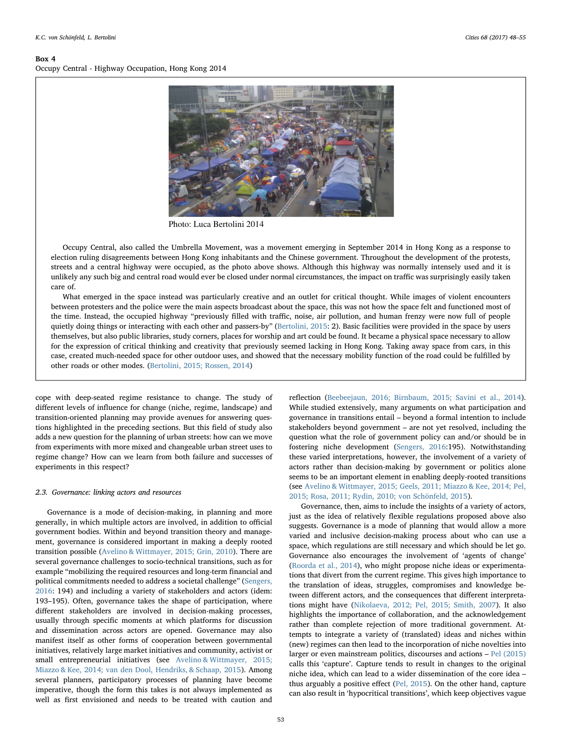**Box 4**
Occupy Central - Highway Occupation, Hong Kong 2014

Photo: Luca Bertolini 2014

Occupy Central, also called the Umbrella Movement, was a movement emerging in September 2014 in Hong Kong as a response to election ruling disagreements between Hong Kong inhabitants and the Chinese government. Throughout the development of the protests, streets and a central highway were occupied, as the photo above shows. Although this highway was normally intensely used and it is unlikely any such big and central road would ever be closed under normal circumstances, the impact on traffic was surprisingly easily taken care of.

What emerged in the space instead was particularly creative and an outlet for critical thought. While images of violent encounters between protesters and the police were the main aspects broadcast about the space, this was not how the space felt and functioned most of the time. Instead, the occupied highway "previously filled with traffic, noise, air pollution, and human frenzy were now full of people quietly doing things or interacting with each other and passers-by" (Bertolini, 2015: 2). Basic facilities were provided in the space by users themselves, but also public libraries, study corners, places for worship and art could be found. It became a physical space necessary to allow for the expression of critical thinking and creativity that previously seemed lacking in Hong Kong. Taking away space from cars, in this case, created much-needed space for other outdoor uses, and showed that the necessary mobility function of the road could be fulfilled by other roads or other modes. (Bertolini, 2015; Rossen, 2014)

cope with deep-seated regime resistance to change. The study of different levels of influence for change (niche, regime, landscape) and transition-oriented planning may provide avenues for answering questions highlighted in the preceding sections. But this field of study also adds a new question for the planning of urban streets: how can we move from experiments with more mixed and changeable urban street uses to regime change? How can we learn from both failure and successes of experiments in this respect?

### 2.3. Governance: linking actors and resources

Governance is a mode of decision-making, in planning and more generally, in which multiple actors are involved, in addition to official government bodies. Within and beyond transition theory and management, governance is considered important in making a deeply rooted transition possible (Avelino & Wittmayer, 2015; Grin, 2010). There are several governance challenges to socio-technical transitions, such as for example "mobilizing the required resources and long-term financial and political commitments needed to address a societal challenge" (Sengers, 2016: 194) and including a variety of stakeholders and actors (idem: 193–195). Often, governance takes the shape of participation, where different stakeholders are involved in decision-making processes, usually through specific moments at which platforms for discussion and dissemination across actors are opened. Governance may also manifest itself as other forms of cooperation between governmental initiatives, relatively large market initiatives and community, activist or small entrepreneurial initiatives (see Avelino & Wittmayer, 2015; Miazzo & Kee, 2014; van den Dool, Hendriks, & Schaap, 2015). Among several planners, participatory processes of planning have become imperative, though the form this takes is not always implemented as well as first envisioned and needs to be treated with caution and reflection (Beebeejaun, 2016; Birnbaum, 2015; Savini et al., 2014). While studied extensively, many arguments on what participation and governance in transitions entail – beyond a formal intention to include stakeholders beyond government – are not yet resolved, including the question what the role of government policy can and/or should be in fostering niche development (Sengers, 2016:195). Notwithstanding these varied interpretations, however, the involvement of a variety of actors rather than decision-making by government or politics alone seems to be an important element in enabling deeply-rooted transitions (see Avelino & Wittmayer, 2015; Geels, 2011; Miazzo & Kee, 2014; Pel, 2015; Rosa, 2011; Rydin, 2010; von Schönfeld, 2015).

Governance, then, aims to include the insights of a variety of actors, just as the idea of relatively flexible regulations proposed above also suggests. Governance is a mode of planning that would allow a more varied and inclusive decision-making process about who can use a space, which regulations are still necessary and which should be let go. Governance also encourages the involvement of 'agents of change' (Roorda et al., 2014), who might propose niche ideas or experimentations that divert from the current regime. This gives high importance to the translation of ideas, struggles, compromises and knowledge between different actors, and the consequences that different interpretations might have (Nikolaeva, 2012; Pel, 2015; Smith, 2007). It also highlights the importance of collaboration, and the acknowledgement rather than complete rejection of more traditional government. Attempts to integrate a variety of (translated) ideas and niches within (new) regimes can then lead to the incorporation of niche novelties into larger or even mainstream politics, discourses and actions – Pel (2015) calls this 'capture'. Capture tends to result in changes to the original niche idea, which can lead to a wider dissemination of the core idea – thus arguably a positive effect (Pel, 2015). On the other hand, capture can also result in 'hypocritical transitions', which keep objectives vague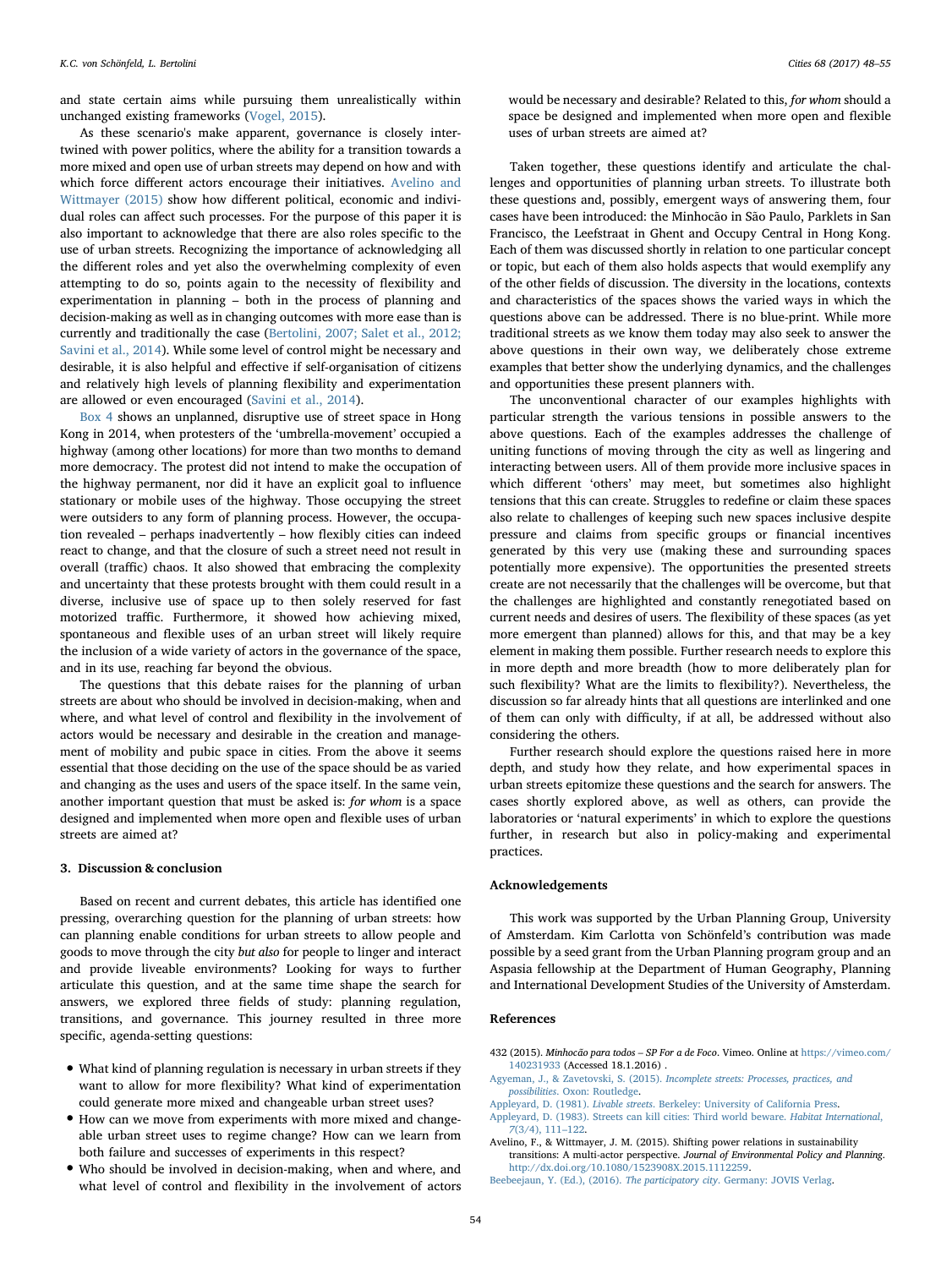and state certain aims while pursuing them unrealistically within unchanged existing frameworks (Vogel, 2015).

As these scenario's make apparent, governance is closely intertwined with power politics, where the ability for a transition towards a more mixed and open use of urban streets may depend on how and with which force different actors encourage their initiatives. Avelino and Wittmayer (2015) show how different political, economic and individual roles can affect such processes. For the purpose of this paper it is also important to acknowledge that there are also roles specific to the use of urban streets. Recognizing the importance of acknowledging all the different roles and yet also the overwhelming complexity of even attempting to do so, points again to the necessity of flexibility and experimentation in planning – both in the process of planning and decision-making as well as in changing outcomes with more ease than is currently and traditionally the case (Bertolini, 2007; Salet et al., 2012; Savini et al., 2014). While some level of control might be necessary and desirable, it is also helpful and effective if self-organisation of citizens and relatively high levels of planning flexibility and experimentation are allowed or even encouraged (Savini et al., 2014).

Box 4 shows an unplanned, disruptive use of street space in Hong Kong in 2014, when protesters of the 'umbrella-movement' occupied a highway (among other locations) for more than two months to demand more democracy. The protest did not intend to make the occupation of the highway permanent, nor did it have an explicit goal to influence stationary or mobile uses of the highway. Those occupying the street were outsiders to any form of planning process. However, the occupation revealed – perhaps inadvertently – how flexibly cities can indeed react to change, and that the closure of such a street need not result in overall (traffic) chaos. It also showed that embracing the complexity and uncertainty that these protests brought with them could result in a diverse, inclusive use of space up to then solely reserved for fast motorized traffic. Furthermore, it showed how achieving mixed, spontaneous and flexible uses of an urban street will likely require the inclusion of a wide variety of actors in the governance of the space, and in its use, reaching far beyond the obvious.

The questions that this debate raises for the planning of urban streets are about who should be involved in decision-making, when and where, and what level of control and flexibility in the involvement of actors would be necessary and desirable in the creation and management of mobility and pubic space in cities. From the above it seems essential that those deciding on the use of the space should be as varied and changing as the uses and users of the space itself. In the same vein, another important question that must be asked is: *for whom* is a space designed and implemented when more open and flexible uses of urban streets are aimed at?

## 3. Discussion & conclusion

Based on recent and current debates, this article has identified one pressing, overarching question for the planning of urban streets: how can planning enable conditions for urban streets to allow people and goods to move through the city *but also* for people to linger and interact and provide liveable environments? Looking for ways to further articulate this question, and at the same time shape the search for answers, we explored three fields of study: planning regulation, transitions, and governance. This journey resulted in three more specific, agenda-setting questions:

- What kind of planning regulation is necessary in urban streets if they want to allow for more flexibility? What kind of experimentation could generate more mixed and changeable urban street uses?
- How can we move from experiments with more mixed and changeable urban street uses to regime change? How can we learn from both failure and successes of experiments in this respect?
- Who should be involved in decision-making, when and where, and what level of control and flexibility in the involvement of actors would be necessary and desirable? Related to this, *for whom* should a space be designed and implemented when more open and flexible uses of urban streets are aimed at?

Taken together, these questions identify and articulate the challenges and opportunities of planning urban streets. To illustrate both these questions and, possibly, emergent ways of answering them, four cases have been introduced: the Minhocão in São Paulo, Parklets in San Francisco, the Leefstraat in Ghent and Occupy Central in Hong Kong. Each of them was discussed shortly in relation to one particular concept or topic, but each of them also holds aspects that would exemplify any of the other fields of discussion. The diversity in the locations, contexts and characteristics of the spaces shows the varied ways in which the questions above can be addressed. There is no blue-print. While more traditional streets as we know them today may also seek to answer the above questions in their own way, we deliberately chose extreme examples that better show the underlying dynamics, and the challenges and opportunities these present planners with.

The unconventional character of our examples highlights with particular strength the various tensions in possible answers to the above questions. Each of the examples addresses the challenge of uniting functions of moving through the city as well as lingering and interacting between users. All of them provide more inclusive spaces in which different 'others' may meet, but sometimes also highlight tensions that this can create. Struggles to redefine or claim these spaces also relate to challenges of keeping such new spaces inclusive despite pressure and claims from specific groups or financial incentives generated by this very use (making these and surrounding spaces potentially more expensive). The opportunities the presented streets create are not necessarily that the challenges will be overcome, but that the challenges are highlighted and constantly renegotiated based on current needs and desires of users. The flexibility of these spaces (as yet more emergent than planned) allows for this, and that may be a key element in making them possible. Further research needs to explore this in more depth and more breadth (how to more deliberately plan for such flexibility? What are the limits to flexibility?). Nevertheless, the discussion so far already hints that all questions are interlinked and one of them can only with difficulty, if at all, be addressed without also considering the others.

Further research should explore the questions raised here in more depth, and study how they relate, and how experimental spaces in urban streets epitomize these questions and the search for answers. The cases shortly explored above, as well as others, can provide the laboratories or 'natural experiments' in which to explore the questions further, in research but also in policy-making and experimental practices.

## Acknowledgements

This work was supported by the Urban Planning Group, University of Amsterdam. Kim Carlotta von Schönfeld's contribution was made possible by a seed grant from the Urban Planning program group and an Aspasia fellowship at the Department of Human Geography, Planning and International Development Studies of the University of Amsterdam.

## References

432 (2015). *Minhocão para todos – SP For a de Foco*. Vimeo. Online at https://vimeo.com/140231933 (Accessed 18.1.2016) .

Agyeman, J., & Zavetovski, S. (2015). *Incomplete streets: Processes, practices, and possibilities*. Oxon: Routledge.

Appleyard, D. (1981). *Livable streets*. Berkeley: University of California Press.

Appleyard, D. (1983). Streets can kill cities: Third world beware. *Habitat International, 7*(3/4), 111–122.

Avelino, F., & Wittmayer, J. M. (2015). Shifting power relations in sustainability transitions: A multi-actor perspective. *Journal of Environmental Policy and Planning*. http://dx.doi.org/10.1080/1523908X.2015.1112259.

Beebeejaun, Y. (Ed.), (2016). *The participatory city*. Germany: JOVIS Verlag.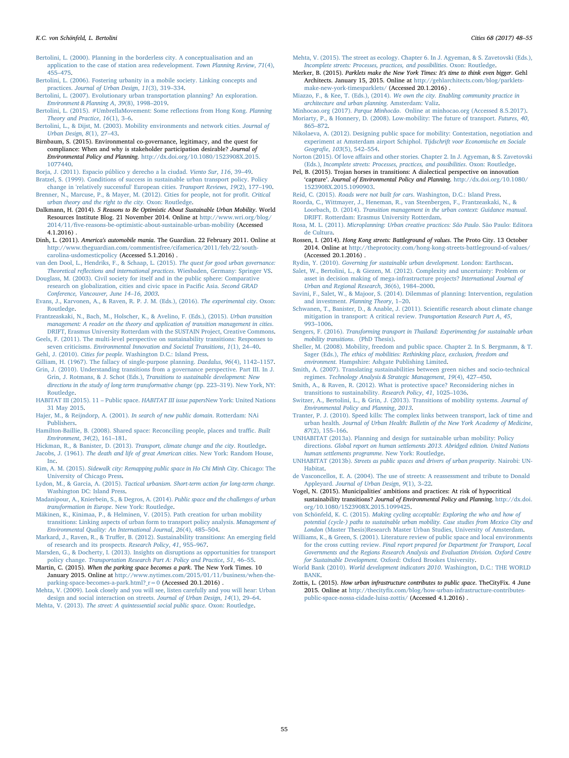Bertolini, L. (2000). Planning in the borderless city. A conceptualisation and an application to the case of station area redevelopment. *Town Planning Review*, *71*(4), 455–475.

Bertolini, L. (2006). Fostering urbanity in a mobile society. Linking concepts and practices. *Journal of Urban Design*, *11*(3), 319–334.

Bertolini, L. (2007). Evolutionary urban transportation planning? An exploration. *Environment & Planning A*, *39*(8), 1998–2019.

Bertolini, L. (2015). #UmbrellaMovement: Some reflections from Hong Kong. *Planning Theory and Practice*, *16*(1), 3–6.

Bertolini, L., & Dijst, M. (2003). Mobility environments and network cities. *Journal of Urban Design*, *8*(1), 27–43.

Birnbaum, S. (2015). Environmental co-governance, legitimacy, and the quest for compliance: When and why is stakeholder participation desirable? *Journal of Environmental Policy and Planning*. http://dx.doi.org/10.1080/1523908X.2015.1077440.

Borja, J. (2011). Espacio público y derecho a la ciudad. *Viento Sur*, *116*, 39–49.

Bratzel, S. (1999). Conditions of success in sustainable urban transport policy. Policy change in 'relatively successful' European cities. *Transport Reviews*, *19*(2), 177–190.

Brenner, N., Marcuse, P., & Mayer, M. (2012). Cities for people, not for profit. *Critical urban theory and the right to the city*. Oxon: Routledge.

Dalkmann, H. (2014). *5 Reasons to Be Optimistic About Sustainable Urban Mobility*. World Resources Institute Blog. 21 November 2014. Online at http://www.wri.org/blog/2014/11/five-reasons-be-optimistic-about-sustainable-urban-mobility (Accessed 4.1.2016) .

Dinh, L. (2011). *America's automobile mania*. The Guardian. 22 February 2011. Online at http://www.theguardian.com/commentisfree/cifamerica/2011/feb/22/south-carolina-usdomesticpolicy (Accessed 5.1.2016) .

van den Dool, L., Hendriks, F., & Schaap, L. (2015). *The quest for good urban governance: Theoretical reflections and international practices*. Wiesbaden, Germany: Springer VS.

Douglass, M. (2003). Civil society for itself and in the public sphere: Comparative research on globalization, cities and civic space in Pacific Asia. *Second GRAD Conference, Vancouver, June 14–16, 2003*.

Evans, J., Karvonen, A., & Raven, R. P. J. M. (Eds.), (2016). *The experimental city*. Oxon: Routledge.

Frantzeskaki, N., Bach, M., Holscher, K., & Avelino, F. (Eds.), (2015). *Urban transition management: A reader on the theory and application of transition management in cities*. DRIFT, Erasmus University Rotterdam with the SUSTAIN Project, Creative Commons.

Geels, F. (2011). The multi-level perspective on sustainability transitions: Responses to seven criticisms. *Environmental Innovation and Societal Transitions*, *1*(1), 24–40.

Gehl, J. (2010). *Cities for people*. Washington D.C.: Island Press.

Gilliam, H. (1967). The fallacy of single-purpose planning. *Daedalus*, *96*(4), 1142–1157.

Grin, J. (2010). Understanding transitions from a governance perspective. Part III. In J. Grin, J. Rotmans, & J. Schot (Eds.), *Transitions to sustainable development: New directions in the study of long term transformative change* (pp. 223–319). New York, NY: Routledge.

HABITAT III (2015). 11 – Public space. *HABITAT III issue papers*New York: United Nations 31 May 2015.

Hajer, M., & Reijndorp, A. (2001). *In search of new public domain*. Rotterdam: NAi Publishers.

Hamilton-Baillie, B. (2008). Shared space: Reconciling people, places and traffic. *Built Environment*, *34*(2), 161–181.

Hickman, R., & Banister, D. (2013). *Transport, climate change and the city*. Routledge.

Jacobs, J. (1961). *The death and life of great American cities*. New York: Random House, Inc.

Kim, A. M. (2015). *Sidewalk city: Remapping public space in Ho Chi Minh City*. Chicago: The University of Chicago Press.

Lydon, M., & Garcia, A. (2015). *Tactical urbanism. Short-term action for long-term change*. Washington DC: Island Press.

Madanipour, A., Knierbein, S., & Degros, A. (2014). *Public space and the challenges of urban transformation in Europe*. New York: Routledge.

Mäkinen, K., Kinimaa, P., & Helminen, V. (2015). Path creation for urban mobility transitions: Linking aspects of urban form to transport policy analysis. *Management of Environmental Quality: An International Journal*, *26*(4), 485–504.

Markard, J., Raven, R., & Truffer, B. (2012). Sustainability transitions: An emerging field of research and its prospects. *Research Policy*, *41*, 955–967.

Marsden, G., & Docherty, I. (2013). Insights on disruptions as opportunities for transport policy change. *Transportation Research Part A: Policy and Practice*, *51*, 46–55.

Martin, C. (2015). *When the parking space becomes a park*. The New York Times. 10 January 2015. Online at http://www.nytimes.com/2015/01/11/business/when-the-parking-space-becomes-a-park.html?_r=0 (Accessed 20.1.2016) .

Mehta, V. (2009). Look closely and you will see, listen carefully and you will hear: Urban design and social interaction on streets. *Journal of Urban Design*, *14*(1), 29–64.

Mehta, V. (2013). *The street: A quintessential social public space*. Oxon: Routledge.

Mehta, V. (2015). The street as ecology. Chapter 6. In J. Agyeman, & S. Zavetovski (Eds.), *Incomplete streets: Processes, practices, and possibilities*. Oxon: Routledge.

Merker, B. (2015). *Parklets make the New York Times: It's time to think even bigger*. Gehl Architects. January 15, 2015. Online at http://gehlarchitects.com/blog/parklets-make-new-york-timesparklets/ (Accessed 20.1.2016) .

Miazzo, F., & Kee, T. (Eds.), (2014). *We own the city. Enabling community practice in architecture and urban planning*. Amsterdam: Valiz.

Minhocao.org (2017). *Parque Minhocão*. Online at minhocao.org (Accessed 8.5.2017).

Moriarty, P., & Honnery, D. (2008). Low-mobility: The future of transport. *Futures*, *40*, 865–872.

Nikolaeva, A. (2012). Designing public space for mobility: Contestation, negotiation and experiment at Amsterdam airport Schiphol. *Tijdschrift voor Economische en Sociale Geografie*, *103*(5), 542–554.

Norton (2015). Of love affairs and other stories. Chapter 2. In J. Agyeman, & S. Zavetovski (Eds.), *Incomplete streets: Processes, practices, and possibilities*. Oxon: Routledge.

Pel, B. (2015). Trojan horses in transitions: A dialectical perspective on innovation 'capture'. *Journal of Environmental Policy and Planning*. http://dx.doi.org/10.1080/1523908X.2015.1090903.

Reid, C. (2015). *Roads were not built for cars*. Washington, D.C.: Island Press.

Roorda, C., Wittmayer, J., Heneman, R., van Steenbergen, F., Frantzeaskaki, N., & Loorbach, D. (2014). *Transition management in the urban context: Guidance manual*. DRIFT. Rotterdam: Erasmus University Rotterdam.

Rosa, M. L. (2011). *Microplanning: Urban creative practices: São Paulo*. São Paulo: Editora de Cultura.

Rossen, I. (2014). *Hong Kong streets: Battleground of values*. The Proto City. 13 October 2014. Online at http://theprotocity.com/hong-kong-streets-battleground-of-values/ (Accessed 20.1.2016) .

Rydin, Y. (2010). *Governing for sustainable urban development*. London: Earthscan.

Salet, W., Bertolini, L., & Giezen, M. (2012). Complexity and uncertainty: Problem or asset in decision making of mega-infrastructure projects? *International Journal of Urban and Regional Research*, *36*(6), 1984–2000.

Savini, F., Salet, W., & Majoor, S. (2014). Dilemmas of planning: Intervention, regulation and investment. *Planning Theory*, 1–20.

Schwanen, T., Banister, D., & Anable, J. (2011). Scientific research about climate change mitigation in transport: A critical review. *Transportation Research Part A*, *45*, 993–1006.

Sengers, F. (2016). *Transforming transport in Thailand: Experimenting for sustainable urban mobility transitions*. (PhD Thesis).

Sheller, M. (2008). Mobility, freedom and public space. Chapter 2. In S. Bergmanm, & T. Sager (Eds.), *The ethics of mobilities: Rethinking place, exclusion, freedom and environment*. Hampshire: Ashgate Publishing Limited.

Smith, A. (2007). Translating sustainabilities between green niches and socio-technical regimes. *Technology Analysis & Strategic Management*, *19*(4), 427–450.

Smith, A., & Raven, R. (2012). What is protective space? Reconsidering niches in transitions to sustainability. *Research Policy*, *41*, 1025–1036.

Switzer, A., Bertolini, L., & Grin, J. (2013). Transitions of mobility systems. *Journal of Environmental Policy and Planning*, *2013*.

Tranter, P. J. (2010). Speed kills: The complex links between transport, lack of time and urban health. *Journal of Urban Health: Bulletin of the New York Academy of Medicine*, *87*(2), 155–166.

UNHABITAT (2013a). Planning and design for sustainable urban mobility: Policy directions. *Global report on human settlements 2013. Abridged edition. United Nations human settlements programme*. New York: Routledge.

UNHABITAT (2013b). *Streets as public spaces and drivers of urban prosperity*. Nairobi: UN-Habitat.

de Vasconcellos, E. A. (2004). The use of streets: A reassessment and tribute to Donald Appleyard. *Journal of Urban Design*, *9*(1), 3–22.

Vogel, N. (2015). Municipalities' ambitions and practices: At risk of hypocritical sustainability transitions? *Journal of Environmental Policy and Planning*. http://dx.doi.org/10.1080/1523908X.2015.1099425.

von Schönfeld, K. C. (2015). *Making cycling acceptable: Exploring the who and how of potential (cycle-) paths to sustainable urban mobility. Case studies from Mexico City and London* (Master Thesis)Research Master Urban Studies, University of Amsterdam.

Williams, K., & Green, S. (2001). Literature review of public space and local environments for the cross cutting review. *Final report prepared for Department for Transport, Local Governments and the Regions Research Analysis and Evaluation Division. Oxford Centre for Sustainable Development*. Oxford: Oxford Brookes University.

World Bank (2010). *World development indicators 2010*. Washington, D.C.: THE WORLD BANK.

Zottis, L. (2015). *How urban infrastructure contributes to public space*. TheCityFix. 4 June 2015. Online at http://thecityfix.com/blog/how-urban-infrastructure-contributes-public-space-nossa-cidade-luisa-zottis/ (Accessed 4.1.2016) .